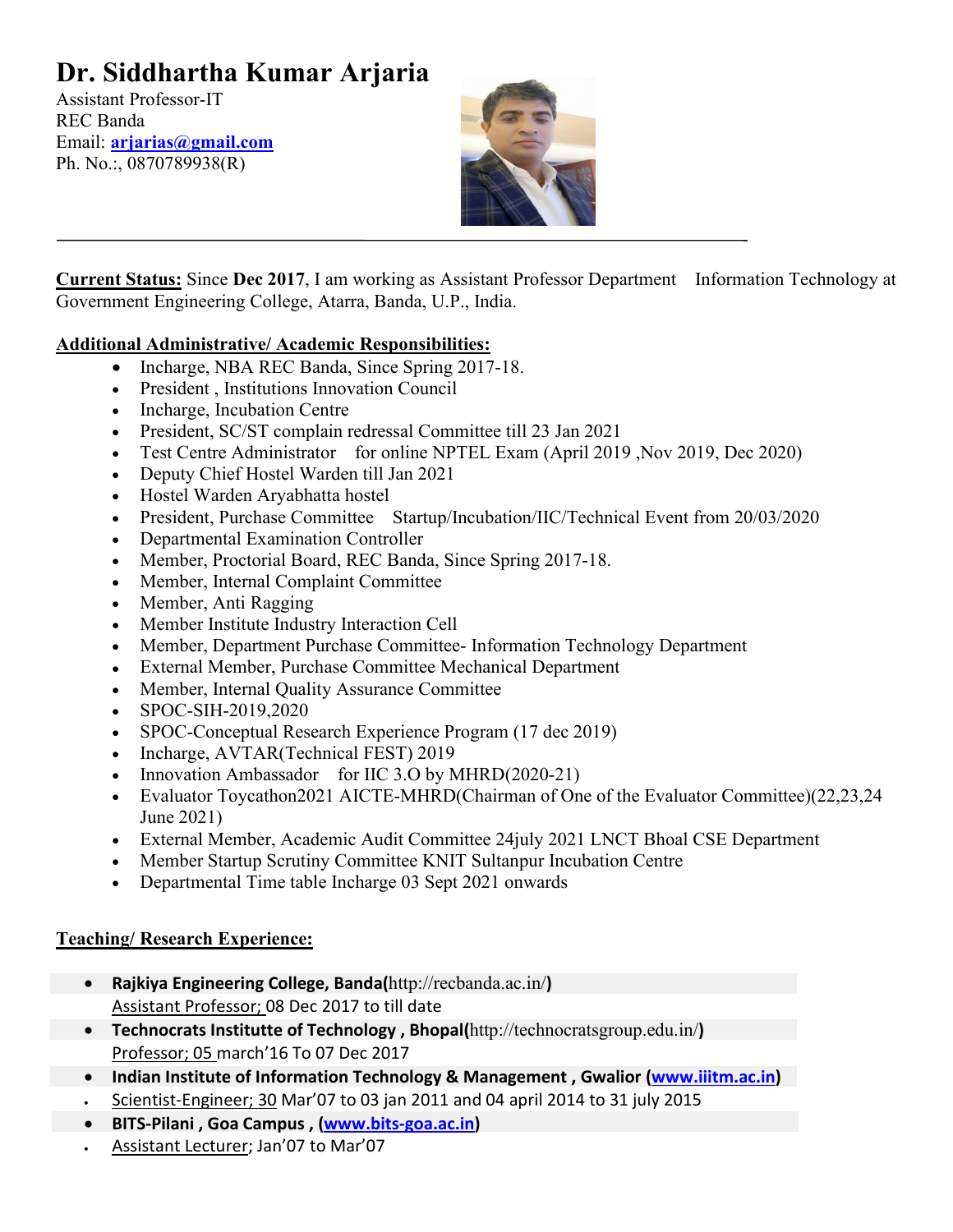# Dr. Siddhartha Kumar Arjaria

Assistant Professor-IT
REC Banda
Email: **arjarias@gmail.com**
Ph. No.:, 0870789938(R)

---

**Current Status:** Since **Dec 2017**, I am working as Assistant Professor Department Information Technology at Government Engineering College, Atarra, Banda, U.P., India.

## Additional Administrative/ Academic Responsibilities:

- Incharge, NBA REC Banda, Since Spring 2017-18.
- President , Institutions Innovation Council
- Incharge, Incubation Centre
- President, SC/ST complain redressal Committee till 23 Jan 2021
- Test Centre Administrator for online NPTEL Exam (April 2019 ,Nov 2019, Dec 2020)
- Deputy Chief Hostel Warden till Jan 2021
- Hostel Warden Aryabhatta hostel
- President, Purchase Committee Startup/Incubation/IIC/Technical Event from 20/03/2020
- Departmental Examination Controller
- Member, Proctorial Board, REC Banda, Since Spring 2017-18.
- Member, Internal Complaint Committee
- Member, Anti Ragging
- Member Institute Industry Interaction Cell
- Member, Department Purchase Committee- Information Technology Department
- External Member, Purchase Committee Mechanical Department
- Member, Internal Quality Assurance Committee
- SPOC-SIH-2019,2020
- SPOC-Conceptual Research Experience Program (17 dec 2019)
- Incharge, AVTAR(Technical FEST) 2019
- Innovation Ambassador for IIC 3.O by MHRD(2020-21)
- Evaluator Toycathon2021 AICTE-MHRD(Chairman of One of the Evaluator Committee)(22,23,24 June 2021)
- External Member, Academic Audit Committee 24july 2021 LNCT Bhoal CSE Department
- Member Startup Scrutiny Committee KNIT Sultanpur Incubation Centre
- Departmental Time table Incharge 03 Sept 2021 onwards

## Teaching/ Research Experience:

- **Rajkiya Engineering College, Banda(**http://recbanda.ac.in/**)**
  Assistant Professor; 08 Dec 2017 to till date
- **Technocrats Instituttе of Technology , Bhopal(**http://technocratsgroup.edu.in/**)**
  Professor; 05 march'16 To 07 Dec 2017
- **Indian Institute of Information Technology & Management , Gwalior (www.iiitm.ac.in)**
  - Scientist-Engineer; 30 Mar'07 to 03 jan 2011 and 04 april 2014 to 31 july 2015
- **BITS-Pilani , Goa Campus , (www.bits-goa.ac.in)**
  - Assistant Lecturer; Jan'07 to Mar'07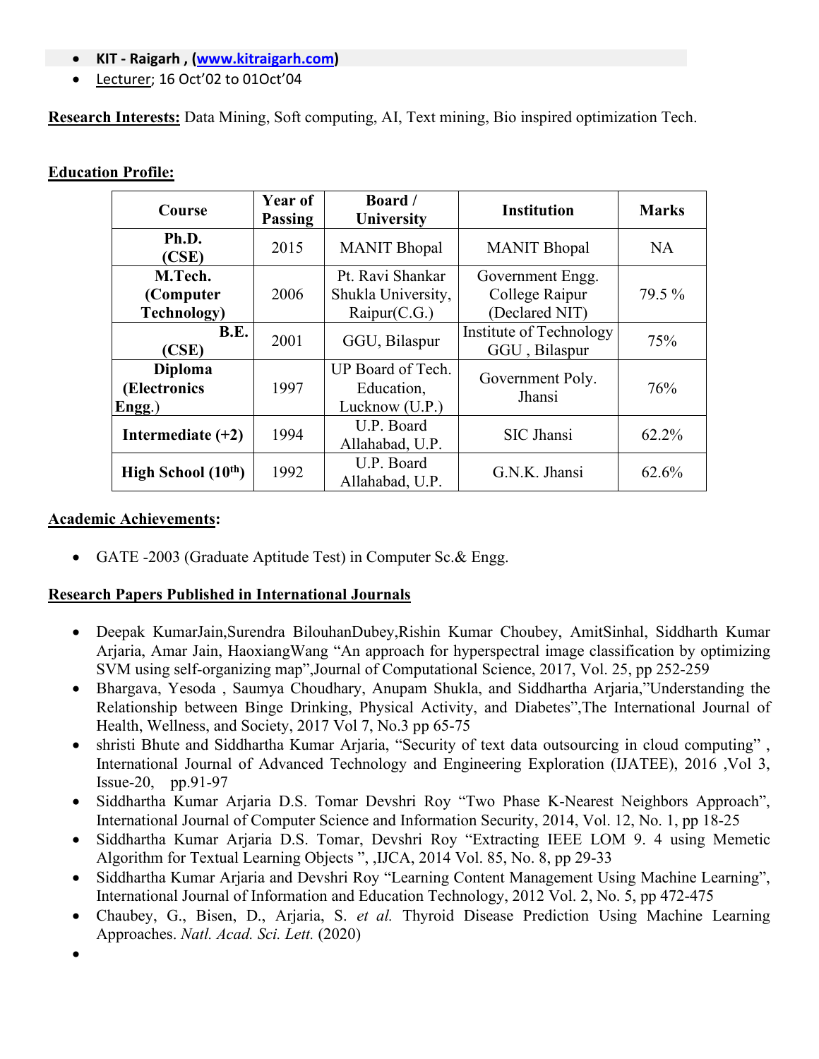- **KIT - Raigarh , (www.kitraigarh.com)**
- Lecturer; 16 Oct'02 to 01Oct'04

**Research Interests:** Data Mining, Soft computing, AI, Text mining, Bio inspired optimization Tech.

**Education Profile:**

| Course | Year of Passing | Board / University | Institution | Marks |
|---|---|---|---|---|
| **Ph.D. (CSE)** | 2015 | MANIT Bhopal | MANIT Bhopal | NA |
| **M.Tech. (Computer Technology)** | 2006 | Pt. Ravi Shankar Shukla University, Raipur(C.G.) | Government Engg. College Raipur (Declared NIT) | 79.5 % |
| **B.E. (CSE)** | 2001 | GGU, Bilaspur | Institute of Technology GGU , Bilaspur | 75% |
| **Diploma (Electronics Engg.)** | 1997 | UP Board of Tech. Education, Lucknow (U.P.) | Government Poly. Jhansi | 76% |
| **Intermediate (+2)** | 1994 | U.P. Board Allahabad, U.P. | SIC Jhansi | 62.2% |
| **High School (10th)** | 1992 | U.P. Board Allahabad, U.P. | G.N.K. Jhansi | 62.6% |

**Academic Achievements:**

- GATE -2003 (Graduate Aptitude Test) in Computer Sc.& Engg.

**Research Papers Published in International Journals**

- Deepak KumarJain,Surendra BilouhanDubey,Rishin Kumar Choubey, AmitSinhal, Siddharth Kumar Arjaria, Amar Jain, HaoxiangWang "An approach for hyperspectral image classification by optimizing SVM using self-organizing map",Journal of Computational Science, 2017, Vol. 25, pp 252-259
- Bhargava, Yesoda , Saumya Choudhary, Anupam Shukla, and Siddhartha Arjaria,"Understanding the Relationship between Binge Drinking, Physical Activity, and Diabetes",The International Journal of Health, Wellness, and Society, 2017 Vol 7, No.3 pp 65-75
- shristi Bhute and Siddhartha Kumar Arjaria, "Security of text data outsourcing in cloud computing" , International Journal of Advanced Technology and Engineering Exploration (IJATEE), 2016 ,Vol 3, Issue-20, pp.91-97
- Siddhartha Kumar Arjaria D.S. Tomar Devshri Roy "Two Phase K-Nearest Neighbors Approach", International Journal of Computer Science and Information Security, 2014, Vol. 12, No. 1, pp 18-25
- Siddhartha Kumar Arjaria D.S. Tomar, Devshri Roy "Extracting IEEE LOM 9. 4 using Memetic Algorithm for Textual Learning Objects ", ,IJCA, 2014 Vol. 85, No. 8, pp 29-33
- Siddhartha Kumar Arjaria and Devshri Roy "Learning Content Management Using Machine Learning", International Journal of Information and Education Technology, 2012 Vol. 2, No. 5, pp 472-475
- Chaubey, G., Bisen, D., Arjaria, S. *et al.* Thyroid Disease Prediction Using Machine Learning Approaches. *Natl. Acad. Sci. Lett.* (2020)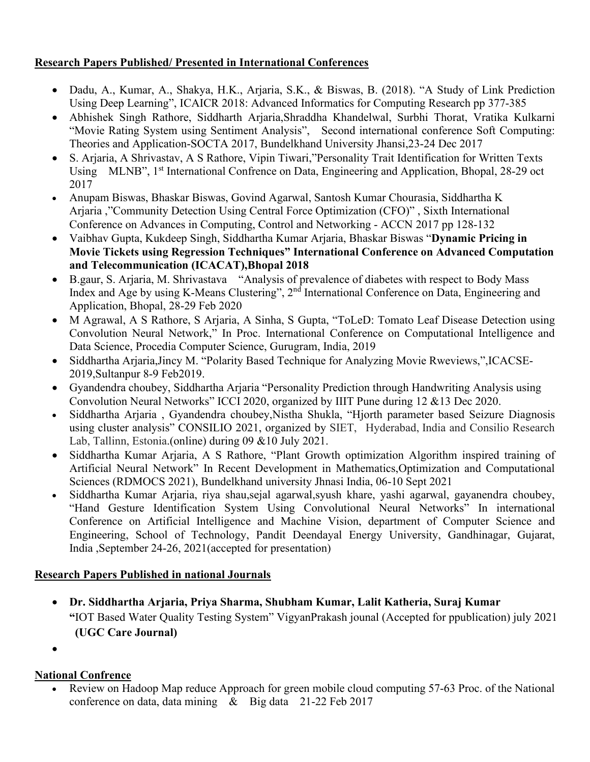**Research Papers Published/ Presented in International Conferences**

- Dadu, A., Kumar, A., Shakya, H.K., Arjaria, S.K., & Biswas, B. (2018). "A Study of Link Prediction Using Deep Learning", ICAICR 2018: Advanced Informatics for Computing Research pp 377-385
- Abhishek Singh Rathore, Siddharth Arjaria,Shraddha Khandelwal, Surbhi Thorat, Vratika Kulkarni "Movie Rating System using Sentiment Analysis", Second international conference Soft Computing: Theories and Application-SOCTA 2017, Bundelkhand University Jhansi,23-24 Dec 2017
- S. Arjaria, A Shrivastav, A S Rathore, Vipin Tiwari,"Personality Trait Identification for Written Texts Using MLNB", 1st International Confrence on Data, Engineering and Application, Bhopal, 28-29 oct 2017
- Anupam Biswas, Bhaskar Biswas, Govind Agarwal, Santosh Kumar Chourasia, Siddhartha K Arjaria ,"Community Detection Using Central Force Optimization (CFO)" , Sixth International Conference on Advances in Computing, Control and Networking - ACCN 2017 pp 128-132
- Vaibhav Gupta, Kukdeep Singh, Siddhartha Kumar Arjaria, Bhaskar Biswas "**Dynamic Pricing in Movie Tickets using Regression Techniques" International Conference on Advanced Computation and Telecommunication (ICACAT),Bhopal 2018**
- B.gaur, S. Arjaria, M. Shrivastava "Analysis of prevalence of diabetes with respect to Body Mass Index and Age by using K-Means Clustering", 2nd International Conference on Data, Engineering and Application, Bhopal, 28-29 Feb 2020
- M Agrawal, A S Rathore, S Arjaria, A Sinha, S Gupta, "ToLeD: Tomato Leaf Disease Detection using Convolution Neural Network," In Proc. International Conference on Computational Intelligence and Data Science, Procedia Computer Science, Gurugram, India, 2019
- Siddhartha Arjaria,Jincy M. "Polarity Based Technique for Analyzing Movie Rweviews,",ICACSE-2019,Sultanpur 8-9 Feb2019.
- Gyandendra choubey, Siddhartha Arjaria "Personality Prediction through Handwriting Analysis using Convolution Neural Networks" ICCI 2020, organized by IIIT Pune during 12 &13 Dec 2020.
- Siddhartha Arjaria , Gyandendra choubey,Nistha Shukla, "Hjorth parameter based Seizure Diagnosis using cluster analysis" CONSILIO 2021, organized by SIET, Hyderabad, India and Consilio Research Lab, Tallinn, Estonia.(online) during 09 &10 July 2021.
- Siddhartha Kumar Arjaria, A S Rathore, "Plant Growth optimization Algorithm inspired training of Artificial Neural Network" In Recent Development in Mathematics,Optimization and Computational Sciences (RDMOCS 2021), Bundelkhand university Jhnasi India, 06-10 Sept 2021
- Siddhartha Kumar Arjaria, riya shau,sejal agarwal,syush khare, yashi agarwal, gayanendra choubey, "Hand Gesture Identification System Using Convolutional Neural Networks" In international Conference on Artificial Intelligence and Machine Vision, department of Computer Science and Engineering, School of Technology, Pandit Deendayal Energy University, Gandhinagar, Gujarat, India ,September 24-26, 2021(accepted for presentation)

**Research Papers Published in national Journals**

- **Dr. Siddhartha Arjaria, Priya Sharma, Shubham Kumar, Lalit Katheria, Suraj Kumar**
  **"**IOT Based Water Quality Testing System" VigyanPrakash jounal (Accepted for ppublication) july 2021 **(UGC Care Journal)**
-

**National Confrence**

- Review on Hadoop Map reduce Approach for green mobile cloud computing 57-63 Proc. of the National conference on data, data mining & Big data 21-22 Feb 2017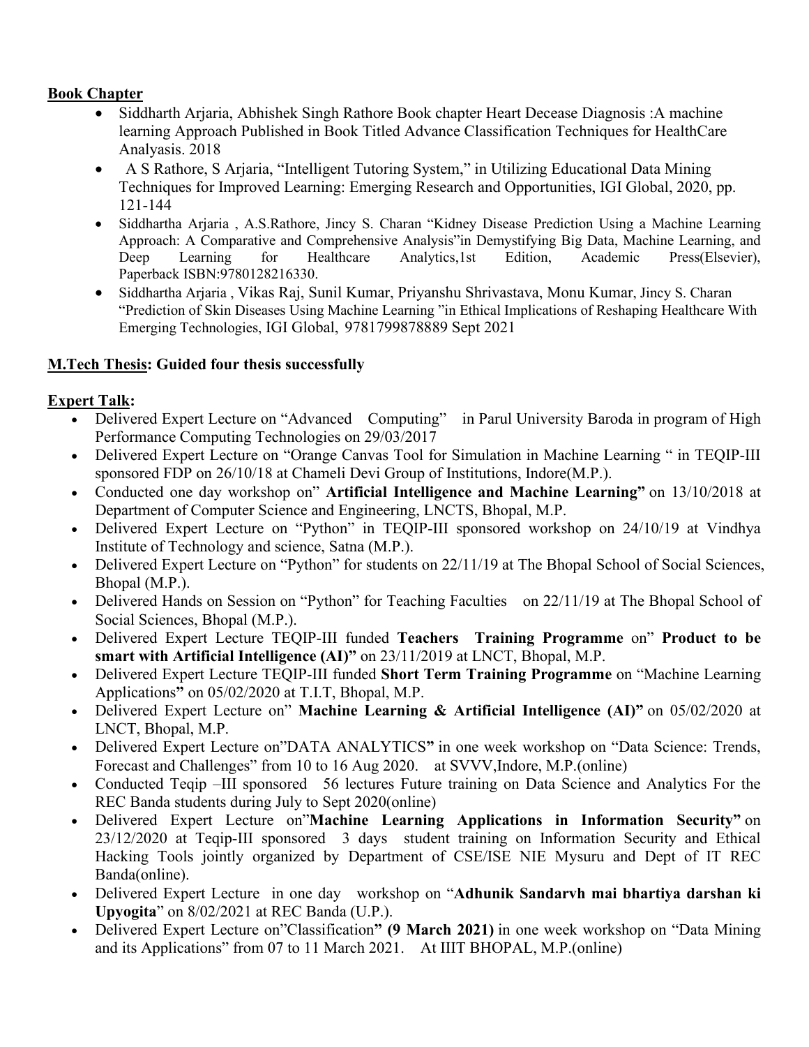**Book Chapter**

- Siddharth Arjaria, Abhishek Singh Rathore Book chapter Heart Decease Diagnosis :A machine learning Approach Published in Book Titled Advance Classification Techniques for HealthCare Analayasis. 2018
- A S Rathore, S Arjaria, "Intelligent Tutoring System," in Utilizing Educational Data Mining Techniques for Improved Learning: Emerging Research and Opportunities, IGI Global, 2020, pp. 121-144
- Siddhartha Arjaria , A.S.Rathore, Jincy S. Charan "Kidney Disease Prediction Using a Machine Learning Approach: A Comparative and Comprehensive Analysis"in Demystifying Big Data, Machine Learning, and Deep Learning for Healthcare Analytics,1st Edition, Academic Press(Elsevier), Paperback ISBN:9780128216330.
- Siddhartha Arjaria , Vikas Raj, Sunil Kumar, Priyanshu Shrivastava, Monu Kumar, Jincy S. Charan "Prediction of Skin Diseases Using Machine Learning "in Ethical Implications of Reshaping Healthcare With Emerging Technologies, IGI Global, 9781799878889 Sept 2021

**M.Tech Thesis: Guided four thesis successfully**

**Expert Talk:**

- Delivered Expert Lecture on "Advanced Computing" in Parul University Baroda in program of High Performance Computing Technologies on 29/03/2017
- Delivered Expert Lecture on "Orange Canvas Tool for Simulation in Machine Learning " in TEQIP-III sponsored FDP on 26/10/18 at Chameli Devi Group of Institutions, Indore(M.P.).
- Conducted one day workshop on" **Artificial Intelligence and Machine Learning"** on 13/10/2018 at Department of Computer Science and Engineering, LNCTS, Bhopal, M.P.
- Delivered Expert Lecture on "Python" in TEQIP-III sponsored workshop on 24/10/19 at Vindhya Institute of Technology and science, Satna (M.P.).
- Delivered Expert Lecture on "Python" for students on 22/11/19 at The Bhopal School of Social Sciences, Bhopal (M.P.).
- Delivered Hands on Session on "Python" for Teaching Faculties on 22/11/19 at The Bhopal School of Social Sciences, Bhopal (M.P.).
- Delivered Expert Lecture TEQIP-III funded **Teachers Training Programme** on" **Product to be smart with Artificial Intelligence (AI)"** on 23/11/2019 at LNCT, Bhopal, M.P.
- Delivered Expert Lecture TEQIP-III funded **Short Term Training Programme** on "Machine Learning Applications**"** on 05/02/2020 at T.I.T, Bhopal, M.P.
- Delivered Expert Lecture on" **Machine Learning & Artificial Intelligence (AI)"** on 05/02/2020 at LNCT, Bhopal, M.P.
- Delivered Expert Lecture on"DATA ANALYTICS**"** in one week workshop on "Data Science: Trends, Forecast and Challenges" from 10 to 16 Aug 2020. at SVVV,Indore, M.P.(online)
- Conducted Teqip –III sponsored 56 lectures Future training on Data Science and Analytics For the REC Banda students during July to Sept 2020(online)
- Delivered Expert Lecture on"**Machine Learning Applications in Information Security"** on 23/12/2020 at Teqip-III sponsored 3 days student training on Information Security and Ethical Hacking Tools jointly organized by Department of CSE/ISE NIE Mysuru and Dept of IT REC Banda(online).
- Delivered Expert Lecture in one day workshop on "**Adhunik Sandarvh mai bhartiya darshan ki Upyogita**" on 8/02/2021 at REC Banda (U.P.).
- Delivered Expert Lecture on"Classification**" (9 March 2021)** in one week workshop on "Data Mining and its Applications" from 07 to 11 March 2021. At IIIT BHOPAL, M.P.(online)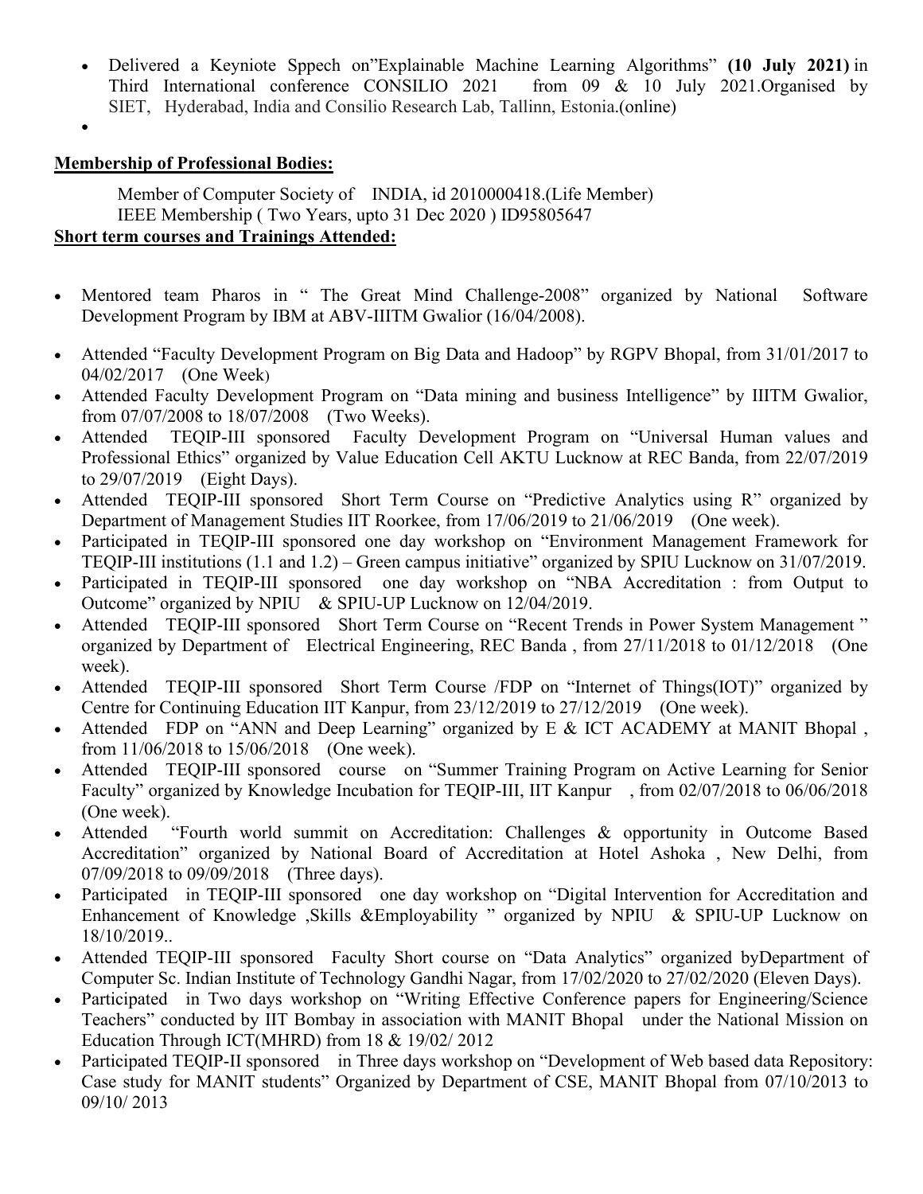- Delivered a Keyniote Sppech on"Explainable Machine Learning Algorithms" **(10 July 2021)** in Third International conference CONSILIO 2021 from 09 & 10 July 2021.Organised by SIET, Hyderabad, India and Consilio Research Lab, Tallinn, Estonia.(online)
- 

**Membership of Professional Bodies:**

Member of Computer Society of INDIA, id 2010000418.(Life Member)
IEEE Membership ( Two Years, upto 31 Dec 2020 ) ID95805647

**Short term courses and Trainings Attended:**

- Mentored team Pharos in " The Great Mind Challenge-2008" organized by National Software Development Program by IBM at ABV-IIITM Gwalior (16/04/2008).
- Attended "Faculty Development Program on Big Data and Hadoop" by RGPV Bhopal, from 31/01/2017 to 04/02/2017 (One Week)
- Attended Faculty Development Program on "Data mining and business Intelligence" by IIITM Gwalior, from 07/07/2008 to 18/07/2008 (Two Weeks).
- Attended TEQIP-III sponsored Faculty Development Program on "Universal Human values and Professional Ethics" organized by Value Education Cell AKTU Lucknow at REC Banda, from 22/07/2019 to 29/07/2019 (Eight Days).
- Attended TEQIP-III sponsored Short Term Course on "Predictive Analytics using R" organized by Department of Management Studies IIT Roorkee, from 17/06/2019 to 21/06/2019 (One week).
- Participated in TEQIP-III sponsored one day workshop on "Environment Management Framework for TEQIP-III institutions (1.1 and 1.2) – Green campus initiative" organized by SPIU Lucknow on 31/07/2019.
- Participated in TEQIP-III sponsored one day workshop on "NBA Accreditation : from Output to Outcome" organized by NPIU & SPIU-UP Lucknow on 12/04/2019.
- Attended TEQIP-III sponsored Short Term Course on "Recent Trends in Power System Management " organized by Department of Electrical Engineering, REC Banda , from 27/11/2018 to 01/12/2018 (One week).
- Attended TEQIP-III sponsored Short Term Course /FDP on "Internet of Things(IOT)" organized by Centre for Continuing Education IIT Kanpur, from 23/12/2019 to 27/12/2019 (One week).
- Attended FDP on "ANN and Deep Learning" organized by E & ICT ACADEMY at MANIT Bhopal , from 11/06/2018 to 15/06/2018 (One week).
- Attended TEQIP-III sponsored course on "Summer Training Program on Active Learning for Senior Faculty" organized by Knowledge Incubation for TEQIP-III, IIT Kanpur , from 02/07/2018 to 06/06/2018 (One week).
- Attended "Fourth world summit on Accreditation: Challenges & opportunity in Outcome Based Accreditation" organized by National Board of Accreditation at Hotel Ashoka , New Delhi, from 07/09/2018 to 09/09/2018 (Three days).
- Participated in TEQIP-III sponsored one day workshop on "Digital Intervention for Accreditation and Enhancement of Knowledge ,Skills &Employability " organized by NPIU & SPIU-UP Lucknow on 18/10/2019..
- Attended TEQIP-III sponsored Faculty Short course on "Data Analytics" organized byDepartment of Computer Sc. Indian Institute of Technology Gandhi Nagar, from 17/02/2020 to 27/02/2020 (Eleven Days).
- Participated in Two days workshop on "Writing Effective Conference papers for Engineering/Science Teachers" conducted by IIT Bombay in association with MANIT Bhopal under the National Mission on Education Through ICT(MHRD) from 18 & 19/02/ 2012
- Participated TEQIP-II sponsored in Three days workshop on "Development of Web based data Repository: Case study for MANIT students" Organized by Department of CSE, MANIT Bhopal from 07/10/2013 to 09/10/ 2013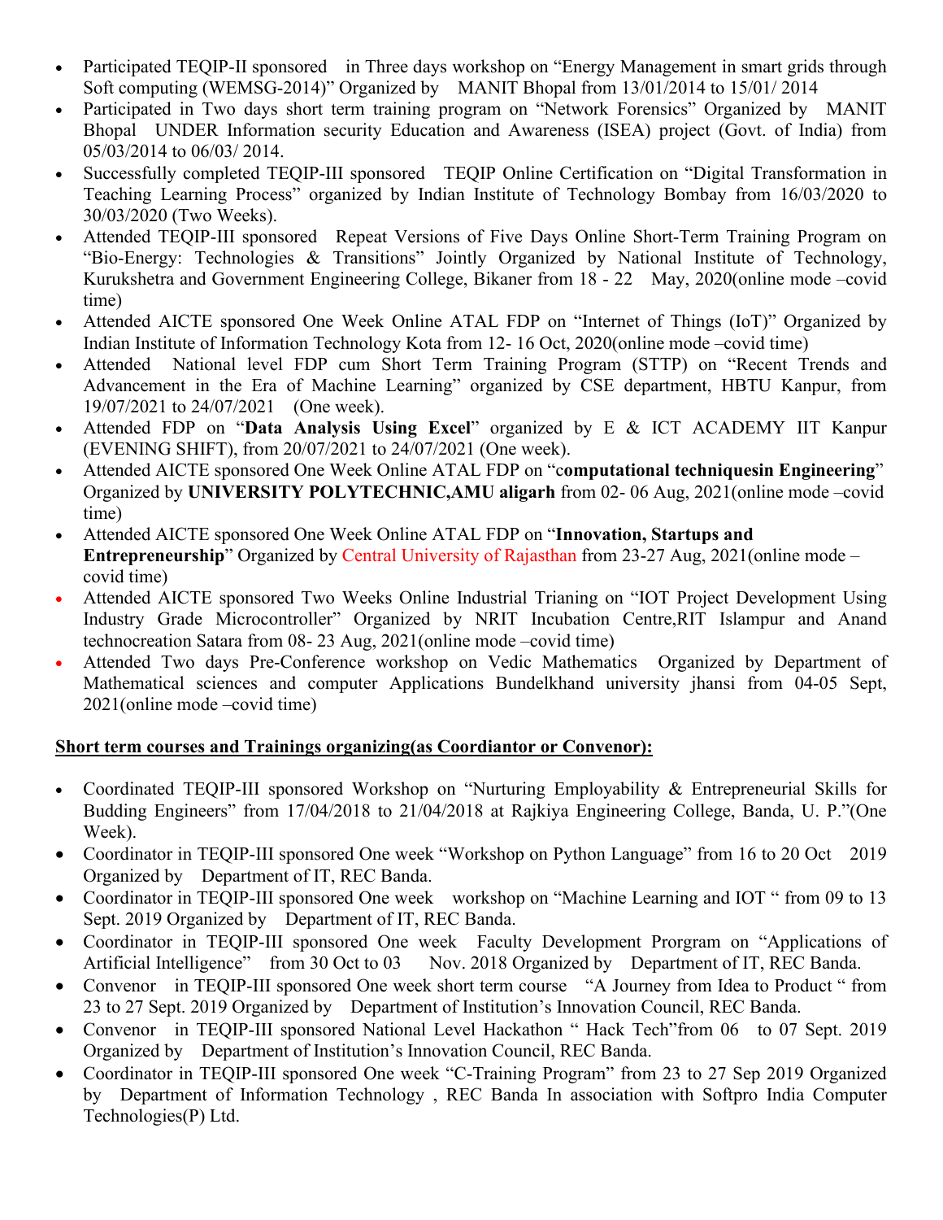- Participated TEQIP-II sponsored in Three days workshop on "Energy Management in smart grids through Soft computing (WEMSG-2014)" Organized by MANIT Bhopal from 13/01/2014 to 15/01/ 2014
- Participated in Two days short term training program on "Network Forensics" Organized by MANIT Bhopal UNDER Information security Education and Awareness (ISEA) project (Govt. of India) from 05/03/2014 to 06/03/ 2014.
- Successfully completed TEQIP-III sponsored TEQIP Online Certification on "Digital Transformation in Teaching Learning Process" organized by Indian Institute of Technology Bombay from 16/03/2020 to 30/03/2020 (Two Weeks).
- Attended TEQIP-III sponsored Repeat Versions of Five Days Online Short-Term Training Program on "Bio-Energy: Technologies & Transitions" Jointly Organized by National Institute of Technology, Kurukshetra and Government Engineering College, Bikaner from 18 - 22 May, 2020(online mode –covid time)
- Attended AICTE sponsored One Week Online ATAL FDP on "Internet of Things (IoT)" Organized by Indian Institute of Information Technology Kota from 12- 16 Oct, 2020(online mode –covid time)
- Attended National level FDP cum Short Term Training Program (STTP) on "Recent Trends and Advancement in the Era of Machine Learning" organized by CSE department, HBTU Kanpur, from 19/07/2021 to 24/07/2021 (One week).
- Attended FDP on "**Data Analysis Using Excel**" organized by E & ICT ACADEMY IIT Kanpur (EVENING SHIFT), from 20/07/2021 to 24/07/2021 (One week).
- Attended AICTE sponsored One Week Online ATAL FDP on "c**omputational techniquesin Engineering**" Organized by **UNIVERSITY POLYTECHNIC,AMU aligarh** from 02- 06 Aug, 2021(online mode –covid time)
- Attended AICTE sponsored One Week Online ATAL FDP on "**Innovation, Startups and Entrepreneurship**" Organized by Central University of Rajasthan from 23-27 Aug, 2021(online mode –covid time)
- Attended AICTE sponsored Two Weeks Online Industrial Trianing on "IOT Project Development Using Industry Grade Microcontroller" Organized by NRIT Incubation Centre,RIT Islampur and Anand technocreation Satara from 08- 23 Aug, 2021(online mode –covid time)
- Attended Two days Pre-Conference workshop on Vedic Mathematics Organized by Department of Mathematical sciences and computer Applications Bundelkhand university jhansi from 04-05 Sept, 2021(online mode –covid time)

**<u>Short term courses and Trainings organizing(as Coordiantor or Convenor):</u>**

- Coordinated TEQIP-III sponsored Workshop on "Nurturing Employability & Entrepreneurial Skills for Budding Engineers" from 17/04/2018 to 21/04/2018 at Rajkiya Engineering College, Banda, U. P."(One Week).
- Coordinator in TEQIP-III sponsored One week "Workshop on Python Language" from 16 to 20 Oct 2019 Organized by Department of IT, REC Banda.
- Coordinator in TEQIP-III sponsored One week workshop on "Machine Learning and IOT " from 09 to 13 Sept. 2019 Organized by Department of IT, REC Banda.
- Coordinator in TEQIP-III sponsored One week Faculty Development Prorgram on "Applications of Artificial Intelligence" from 30 Oct to 03 Nov. 2018 Organized by Department of IT, REC Banda.
- Convenor in TEQIP-III sponsored One week short term course "A Journey from Idea to Product " from 23 to 27 Sept. 2019 Organized by Department of Institution's Innovation Council, REC Banda.
- Convenor in TEQIP-III sponsored National Level Hackathon " Hack Tech"from 06 to 07 Sept. 2019 Organized by Department of Institution's Innovation Council, REC Banda.
- Coordinator in TEQIP-III sponsored One week "C-Training Program" from 23 to 27 Sep 2019 Organized by Department of Information Technology , REC Banda In association with Softpro India Computer Technologies(P) Ltd.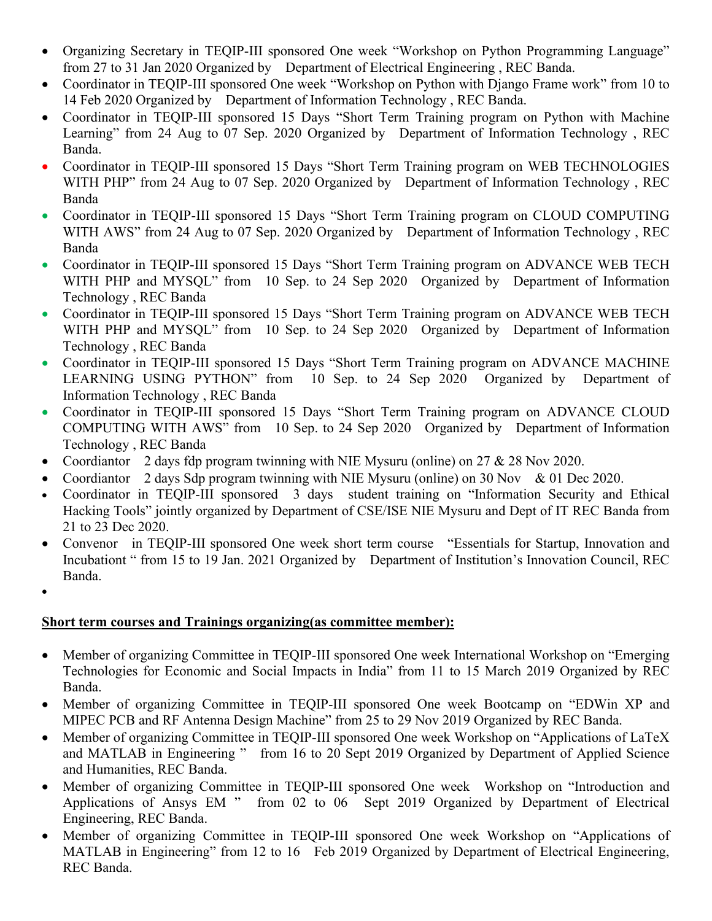- Organizing Secretary in TEQIP-III sponsored One week "Workshop on Python Programming Language" from 27 to 31 Jan 2020 Organized by Department of Electrical Engineering , REC Banda.
- Coordinator in TEQIP-III sponsored One week "Workshop on Python with Django Frame work" from 10 to 14 Feb 2020 Organized by Department of Information Technology , REC Banda.
- Coordinator in TEQIP-III sponsored 15 Days "Short Term Training program on Python with Machine Learning" from 24 Aug to 07 Sep. 2020 Organized by Department of Information Technology , REC Banda.
- Coordinator in TEQIP-III sponsored 15 Days "Short Term Training program on WEB TECHNOLOGIES WITH PHP" from 24 Aug to 07 Sep. 2020 Organized by Department of Information Technology , REC Banda
- Coordinator in TEQIP-III sponsored 15 Days "Short Term Training program on CLOUD COMPUTING WITH AWS" from 24 Aug to 07 Sep. 2020 Organized by Department of Information Technology , REC Banda
- Coordinator in TEQIP-III sponsored 15 Days "Short Term Training program on ADVANCE WEB TECH WITH PHP and MYSQL" from 10 Sep. to 24 Sep 2020 Organized by Department of Information Technology , REC Banda
- Coordinator in TEQIP-III sponsored 15 Days "Short Term Training program on ADVANCE WEB TECH WITH PHP and MYSQL" from 10 Sep. to 24 Sep 2020 Organized by Department of Information Technology , REC Banda
- Coordinator in TEQIP-III sponsored 15 Days "Short Term Training program on ADVANCE MACHINE LEARNING USING PYTHON" from 10 Sep. to 24 Sep 2020 Organized by Department of Information Technology , REC Banda
- Coordinator in TEQIP-III sponsored 15 Days "Short Term Training program on ADVANCE CLOUD COMPUTING WITH AWS" from 10 Sep. to 24 Sep 2020 Organized by Department of Information Technology , REC Banda
- Coordiantor 2 days fdp program twinning with NIE Mysuru (online) on 27 & 28 Nov 2020.
- Coordiantor 2 days Sdp program twinning with NIE Mysuru (online) on 30 Nov & 01 Dec 2020.
- Coordinator in TEQIP-III sponsored 3 days student training on "Information Security and Ethical Hacking Tools" jointly organized by Department of CSE/ISE NIE Mysuru and Dept of IT REC Banda from 21 to 23 Dec 2020.
- Convenor in TEQIP-III sponsored One week short term course "Essentials for Startup, Innovation and Incubationt " from 15 to 19 Jan. 2021 Organized by Department of Institution's Innovation Council, REC Banda.

**<u>Short term courses and Trainings organizing(as committee member):</u>**

- Member of organizing Committee in TEQIP-III sponsored One week International Workshop on "Emerging Technologies for Economic and Social Impacts in India" from 11 to 15 March 2019 Organized by REC Banda.
- Member of organizing Committee in TEQIP-III sponsored One week Bootcamp on "EDWin XP and MIPEC PCB and RF Antenna Design Machine" from 25 to 29 Nov 2019 Organized by REC Banda.
- Member of organizing Committee in TEQIP-III sponsored One week Workshop on "Applications of LaTeX and MATLAB in Engineering " from 16 to 20 Sept 2019 Organized by Department of Applied Science and Humanities, REC Banda.
- Member of organizing Committee in TEQIP-III sponsored One week Workshop on "Introduction and Applications of Ansys EM " from 02 to 06 Sept 2019 Organized by Department of Electrical Engineering, REC Banda.
- Member of organizing Committee in TEQIP-III sponsored One week Workshop on "Applications of MATLAB in Engineering" from 12 to 16 Feb 2019 Organized by Department of Electrical Engineering, REC Banda.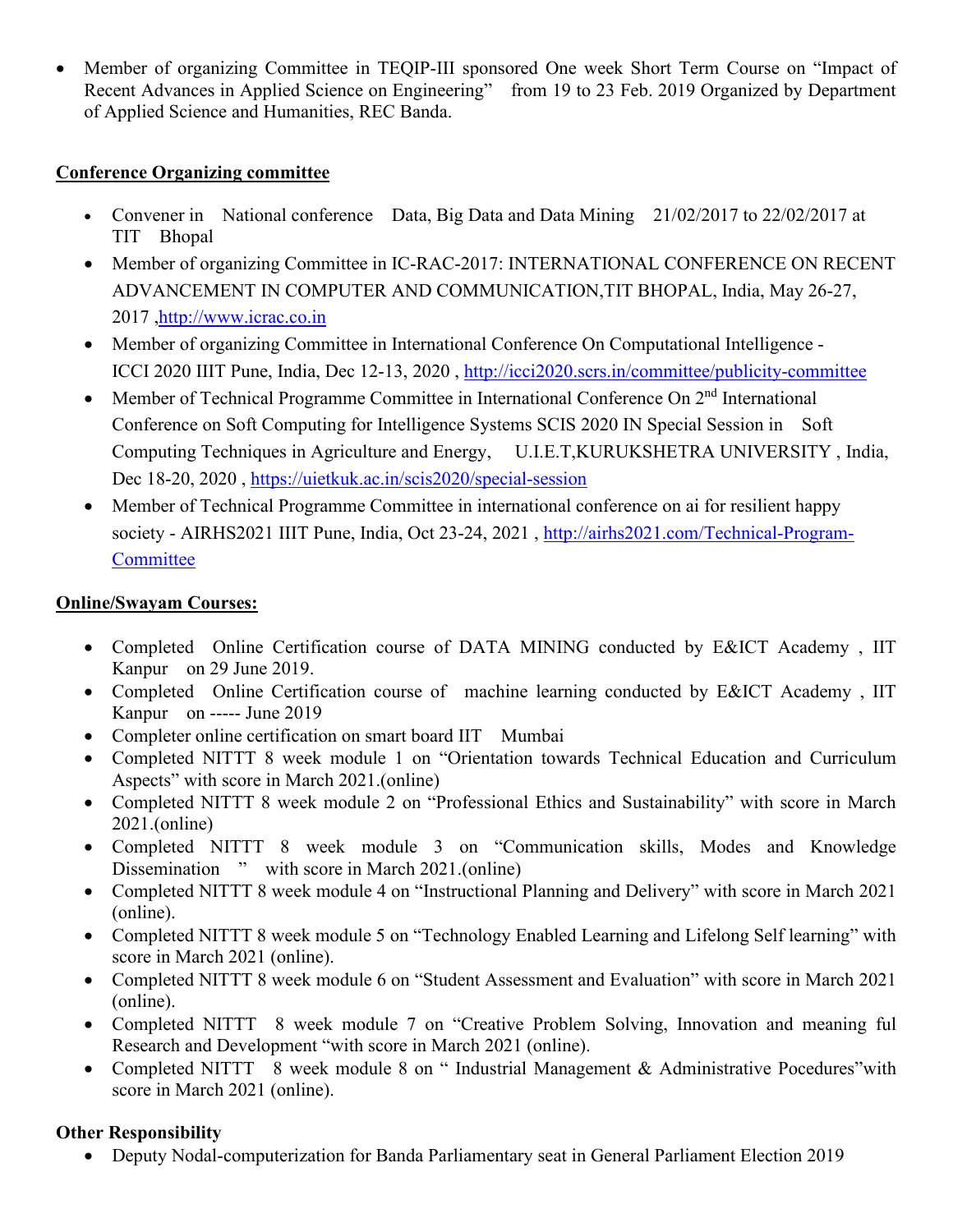- Member of organizing Committee in TEQIP-III sponsored One week Short Term Course on "Impact of Recent Advances in Applied Science on Engineering" from 19 to 23 Feb. 2019 Organized by Department of Applied Science and Humanities, REC Banda.

**Conference Organizing committee**

- Convener in National conference Data, Big Data and Data Mining 21/02/2017 to 22/02/2017 at TIT Bhopal
- Member of organizing Committee in IC-RAC-2017: INTERNATIONAL CONFERENCE ON RECENT ADVANCEMENT IN COMPUTER AND COMMUNICATION,TIT BHOPAL, India, May 26-27, 2017 ,http://www.icrac.co.in
- Member of organizing Committee in International Conference On Computational Intelligence - ICCI 2020 IIIT Pune, India, Dec 12-13, 2020 , http://icci2020.scrs.in/committee/publicity-committee
- Member of Technical Programme Committee in International Conference On 2nd International Conference on Soft Computing for Intelligence Systems SCIS 2020 IN Special Session in Soft Computing Techniques in Agriculture and Energy, U.I.E.T,KURUKSHETRA UNIVERSITY , India, Dec 18-20, 2020 , https://uietkuk.ac.in/scis2020/special-session
- Member of Technical Programme Committee in international conference on ai for resilient happy society - AIRHS2021 IIIT Pune, India, Oct 23-24, 2021 , http://airhs2021.com/Technical-Program-Committee

**Online/Swayam Courses:**

- Completed Online Certification course of DATA MINING conducted by E&ICT Academy , IIT Kanpur on 29 June 2019.
- Completed Online Certification course of machine learning conducted by E&ICT Academy , IIT Kanpur on ----- June 2019
- Completer online certification on smart board IIT Mumbai
- Completed NITTT 8 week module 1 on "Orientation towards Technical Education and Curriculum Aspects" with score in March 2021.(online)
- Completed NITTT 8 week module 2 on "Professional Ethics and Sustainability" with score in March 2021.(online)
- Completed NITTT 8 week module 3 on "Communication skills, Modes and Knowledge Dissemination " with score in March 2021.(online)
- Completed NITTT 8 week module 4 on "Instructional Planning and Delivery" with score in March 2021 (online).
- Completed NITTT 8 week module 5 on "Technology Enabled Learning and Lifelong Self learning" with score in March 2021 (online).
- Completed NITTT 8 week module 6 on "Student Assessment and Evaluation" with score in March 2021 (online).
- Completed NITTT 8 week module 7 on "Creative Problem Solving, Innovation and meaning ful Research and Development "with score in March 2021 (online).
- Completed NITTT 8 week module 8 on " Industrial Management & Administrative Pocedures"with score in March 2021 (online).

**Other Responsibility**

- Deputy Nodal-computerization for Banda Parliamentary seat in General Parliament Election 2019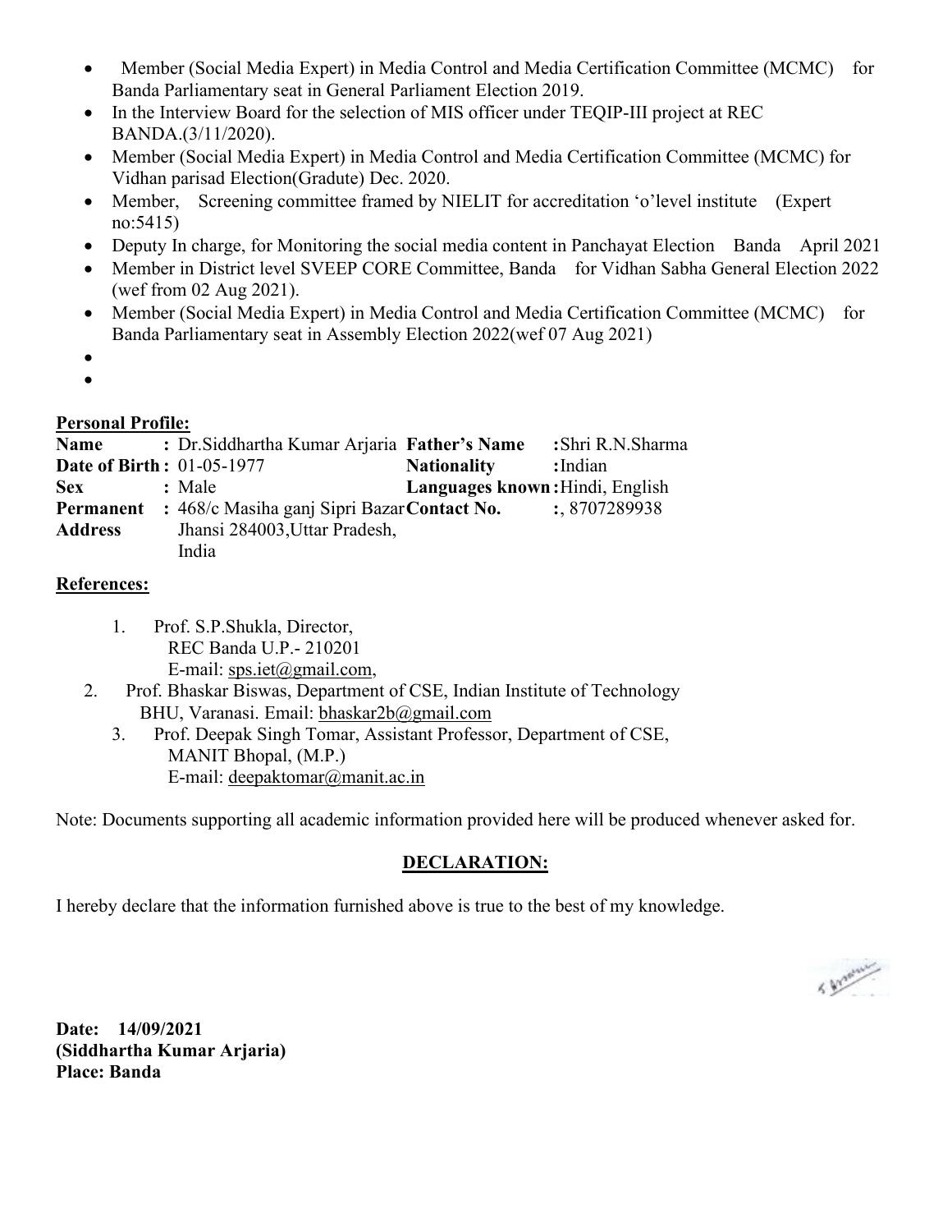- Member (Social Media Expert) in Media Control and Media Certification Committee (MCMC) for Banda Parliamentary seat in General Parliament Election 2019.
- In the Interview Board for the selection of MIS officer under TEQIP-III project at REC BANDA.(3/11/2020).
- Member (Social Media Expert) in Media Control and Media Certification Committee (MCMC) for Vidhan parisad Election(Gradute) Dec. 2020.
- Member, Screening committee framed by NIELIT for accreditation 'o'level institute (Expert no:5415)
- Deputy In charge, for Monitoring the social media content in Panchayat Election Banda April 2021
- Member in District level SVEEP CORE Committee, Banda for Vidhan Sabha General Election 2022 (wef from 02 Aug 2021).
- Member (Social Media Expert) in Media Control and Media Certification Committee (MCMC) for Banda Parliamentary seat in Assembly Election 2022(wef 07 Aug 2021)
-
-

**Personal Profile:**

| | | | |
|---|---|---|---|
| **Name** | : Dr.Siddhartha Kumar Arjaria | **Father's Name** | :Shri R.N.Sharma |
| **Date of Birth** | : 01-05-1977 | **Nationality** | :Indian |
| **Sex** | : Male | **Languages known** | :Hindi, English |
| **Permanent Address** | : 468/c Masiha ganj Sipri Bazar Jhansi 284003,Uttar Pradesh, India | **Contact No.** | :, 8707289938 |

**References:**

1. Prof. S.P.Shukla, Director,
   REC Banda U.P.- 210201
   E-mail: sps.iet@gmail.com,
2. Prof. Bhaskar Biswas, Department of CSE, Indian Institute of Technology BHU, Varanasi. Email: bhaskar2b@gmail.com
3. Prof. Deepak Singh Tomar, Assistant Professor, Department of CSE, MANIT Bhopal, (M.P.)
   E-mail: deepaktomar@manit.ac.in

Note: Documents supporting all academic information provided here will be produced whenever asked for.

**DECLARATION:**

I hereby declare that the information furnished above is true to the best of my knowledge.

**Date: 14/09/2021**
**(Siddhartha Kumar Arjaria)**
**Place: Banda**